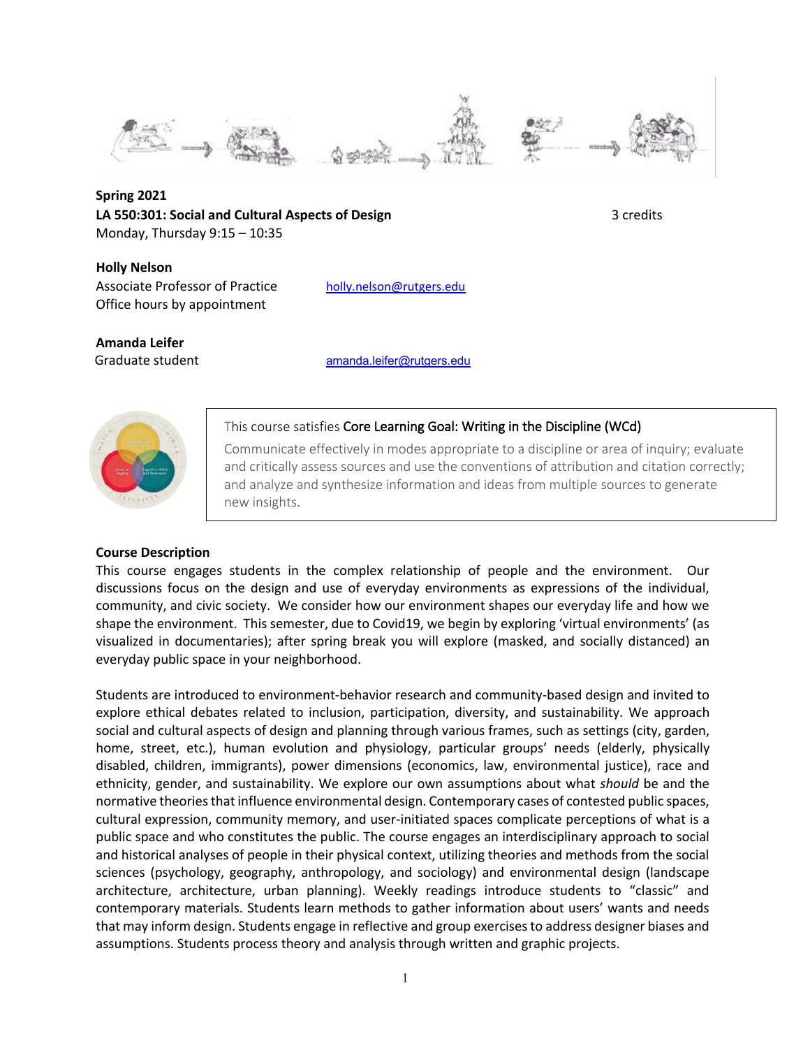**Spring 2021**

**LA 550:301: Social and Cultural Aspects of Design** 3 credits

Monday, Thursday 9:15 – 10:35

**Holly Nelson**

Associate Professor of Practice holly.nelson@rutgers.edu

Office hours by appointment

**Amanda Leifer**

Graduate student amanda.leifer@rutgers.edu

This course satisfies Core Learning Goal: Writing in the Discipline (WCd)

Communicate effectively in modes appropriate to a discipline or area of inquiry; evaluate and critically assess sources and use the conventions of attribution and citation correctly; and analyze and synthesize information and ideas from multiple sources to generate new insights.

**Course Description**

This course engages students in the complex relationship of people and the environment. Our discussions focus on the design and use of everyday environments as expressions of the individual, community, and civic society. We consider how our environment shapes our everyday life and how we shape the environment. This semester, due to Covid19, we begin by exploring 'virtual environments' (as visualized in documentaries); after spring break you will explore (masked, and socially distanced) an everyday public space in your neighborhood.

Students are introduced to environment-behavior research and community-based design and invited to explore ethical debates related to inclusion, participation, diversity, and sustainability. We approach social and cultural aspects of design and planning through various frames, such as settings (city, garden, home, street, etc.), human evolution and physiology, particular groups' needs (elderly, physically disabled, children, immigrants), power dimensions (economics, law, environmental justice), race and ethnicity, gender, and sustainability. We explore our own assumptions about what *should* be and the normative theories that influence environmental design. Contemporary cases of contested public spaces, cultural expression, community memory, and user-initiated spaces complicate perceptions of what is a public space and who constitutes the public. The course engages an interdisciplinary approach to social and historical analyses of people in their physical context, utilizing theories and methods from the social sciences (psychology, geography, anthropology, and sociology) and environmental design (landscape architecture, architecture, urban planning). Weekly readings introduce students to "classic" and contemporary materials. Students learn methods to gather information about users' wants and needs that may inform design. Students engage in reflective and group exercises to address designer biases and assumptions. Students process theory and analysis through written and graphic projects.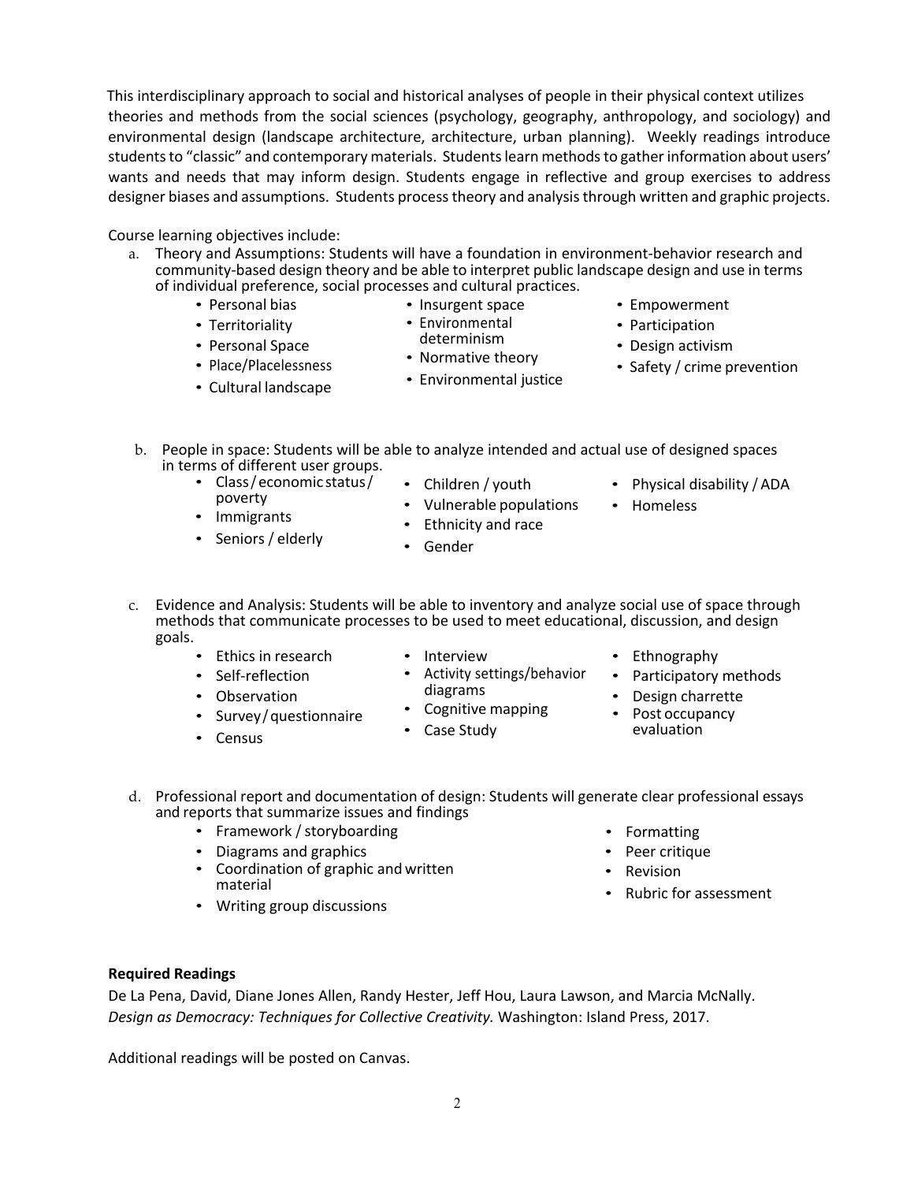This interdisciplinary approach to social and historical analyses of people in their physical context utilizes theories and methods from the social sciences (psychology, geography, anthropology, and sociology) and environmental design (landscape architecture, architecture, urban planning). Weekly readings introduce students to "classic" and contemporary materials. Students learn methods to gather information about users' wants and needs that may inform design. Students engage in reflective and group exercises to address designer biases and assumptions. Students process theory and analysis through written and graphic projects.

Course learning objectives include:

a. Theory and Assumptions: Students will have a foundation in environment-behavior research and community-based design theory and be able to interpret public landscape design and use in terms of individual preference, social processes and cultural practices.
   - Personal bias
   - Territoriality
   - Personal Space
   - Place/Placelessness
   - Cultural landscape
   - Insurgent space
   - Environmental determinism
   - Normative theory
   - Environmental justice
   - Empowerment
   - Participation
   - Design activism
   - Safety / crime prevention

b. People in space: Students will be able to analyze intended and actual use of designed spaces in terms of different user groups.
   - Class / economic status / poverty
   - Immigrants
   - Seniors / elderly
   - Children / youth
   - Vulnerable populations
   - Ethnicity and race
   - Gender
   - Physical disability / ADA
   - Homeless

c. Evidence and Analysis: Students will be able to inventory and analyze social use of space through methods that communicate processes to be used to meet educational, discussion, and design goals.
   - Ethics in research
   - Self-reflection
   - Observation
   - Survey / questionnaire
   - Census
   - Interview
   - Activity settings/behavior diagrams
   - Cognitive mapping
   - Case Study
   - Ethnography
   - Participatory methods
   - Design charrette
   - Post occupancy evaluation

d. Professional report and documentation of design: Students will generate clear professional essays and reports that summarize issues and findings
   - Framework / storyboarding
   - Diagrams and graphics
   - Coordination of graphic and written material
   - Writing group discussions
   - Formatting
   - Peer critique
   - Revision
   - Rubric for assessment

**Required Readings**

De La Pena, David, Diane Jones Allen, Randy Hester, Jeff Hou, Laura Lawson, and Marcia McNally. *Design as Democracy: Techniques for Collective Creativity.* Washington: Island Press, 2017.

Additional readings will be posted on Canvas.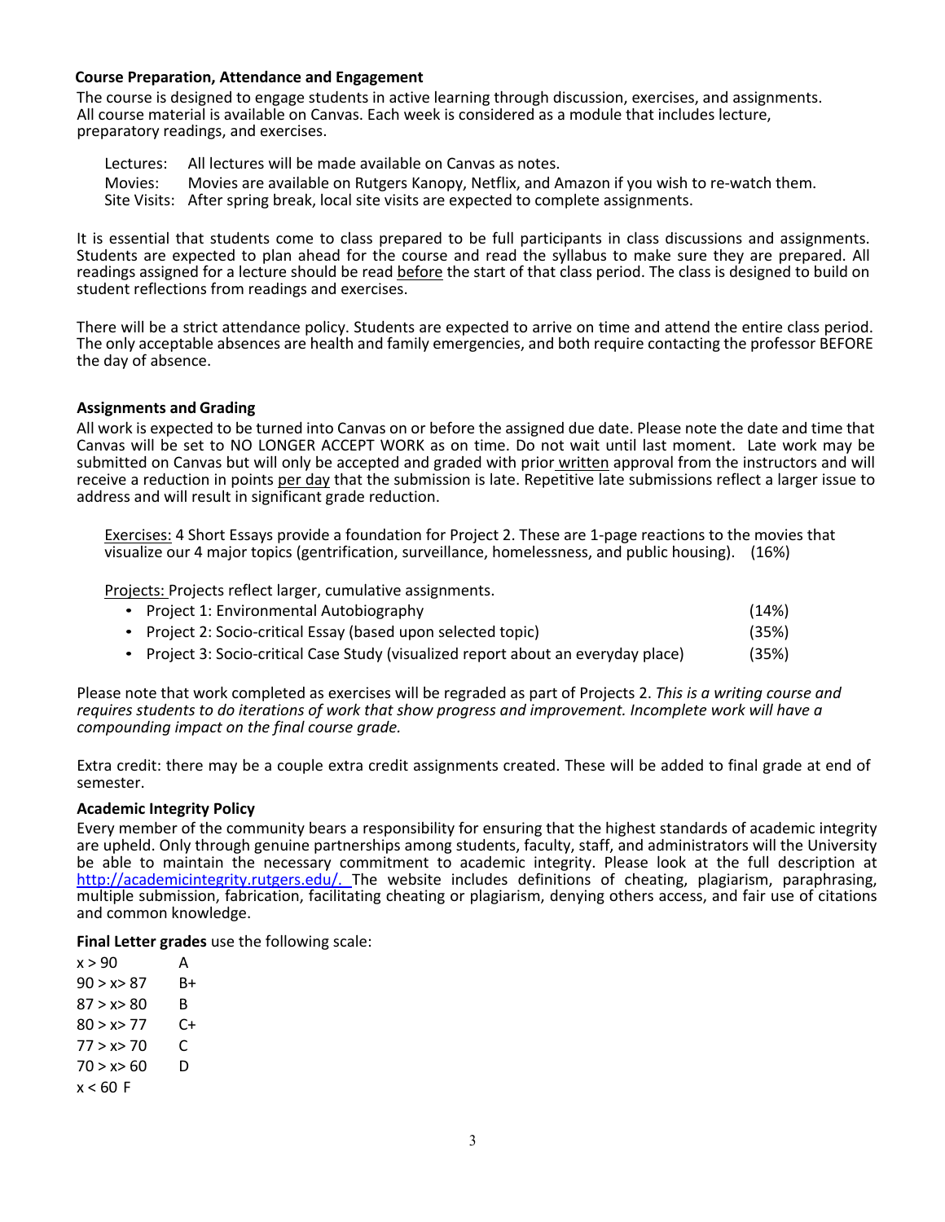### Course Preparation, Attendance and Engagement

The course is designed to engage students in active learning through discussion, exercises, and assignments. All course material is available on Canvas. Each week is considered as a module that includes lecture, preparatory readings, and exercises.

Lectures: All lectures will be made available on Canvas as notes.
Movies: Movies are available on Rutgers Kanopy, Netflix, and Amazon if you wish to re-watch them.
Site Visits: After spring break, local site visits are expected to complete assignments.

It is essential that students come to class prepared to be full participants in class discussions and assignments. Students are expected to plan ahead for the course and read the syllabus to make sure they are prepared. All readings assigned for a lecture should be read before the start of that class period. The class is designed to build on student reflections from readings and exercises.

There will be a strict attendance policy. Students are expected to arrive on time and attend the entire class period. The only acceptable absences are health and family emergencies, and both require contacting the professor BEFORE the day of absence.

### Assignments and Grading

All work is expected to be turned into Canvas on or before the assigned due date. Please note the date and time that Canvas will be set to NO LONGER ACCEPT WORK as on time. Do not wait until last moment. Late work may be submitted on Canvas but will only be accepted and graded with prior written approval from the instructors and will receive a reduction in points per day that the submission is late. Repetitive late submissions reflect a larger issue to address and will result in significant grade reduction.

Exercises: 4 Short Essays provide a foundation for Project 2. These are 1-page reactions to the movies that visualize our 4 major topics (gentrification, surveillance, homelessness, and public housing). (16%)

Projects: Projects reflect larger, cumulative assignments.

- Project 1: Environmental Autobiography (14%)
- Project 2: Socio-critical Essay (based upon selected topic) (35%)
- Project 3: Socio-critical Case Study (visualized report about an everyday place) (35%)

Please note that work completed as exercises will be regraded as part of Projects 2. *This is a writing course and requires students to do iterations of work that show progress and improvement. Incomplete work will have a compounding impact on the final course grade.*

Extra credit: there may be a couple extra credit assignments created. These will be added to final grade at end of semester.

### Academic Integrity Policy

Every member of the community bears a responsibility for ensuring that the highest standards of academic integrity are upheld. Only through genuine partnerships among students, faculty, staff, and administrators will the University be able to maintain the necessary commitment to academic integrity. Please look at the full description at http://academicintegrity.rutgers.edu/. The website includes definitions of cheating, plagiarism, paraphrasing, multiple submission, fabrication, facilitating cheating or plagiarism, denying others access, and fair use of citations and common knowledge.

**Final Letter grades** use the following scale:

| Range | Grade |
|---|---|
| x > 90 | A |
| 90 > x> 87 | B+ |
| 87 > x> 80 | B |
| 80 > x> 77 | C+ |
| 77 > x> 70 | C |
| 70 > x> 60 | D |
| x < 60 | F |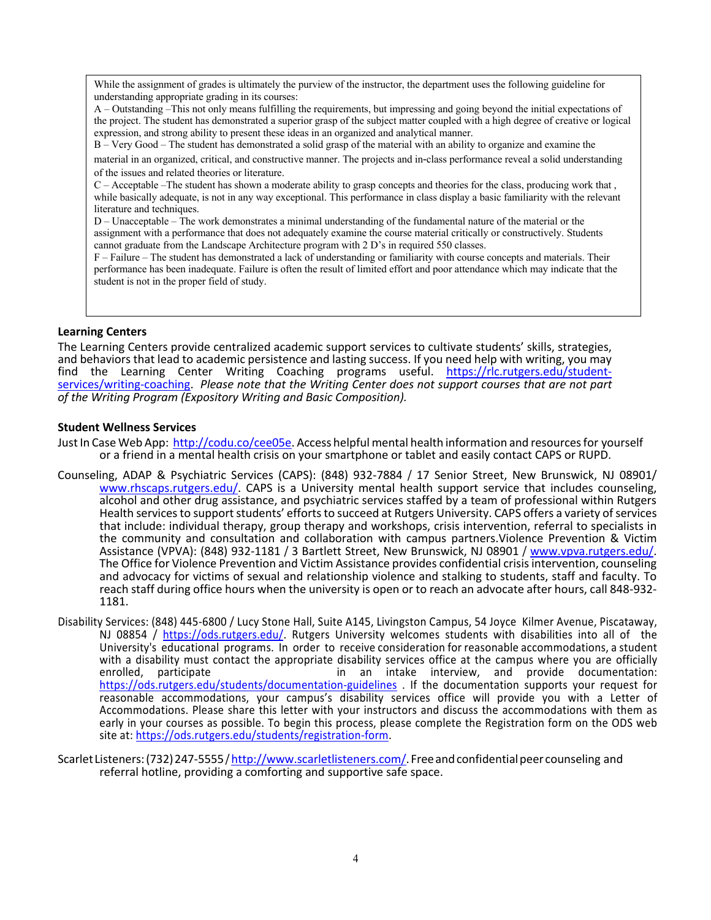While the assignment of grades is ultimately the purview of the instructor, the department uses the following guideline for understanding appropriate grading in its courses:

A – Outstanding –This not only means fulfilling the requirements, but impressing and going beyond the initial expectations of the project. The student has demonstrated a superior grasp of the subject matter coupled with a high degree of creative or logical expression, and strong ability to present these ideas in an organized and analytical manner.

B – Very Good – The student has demonstrated a solid grasp of the material with an ability to organize and examine the material in an organized, critical, and constructive manner. The projects and in-class performance reveal a solid understanding of the issues and related theories or literature.

C – Acceptable –The student has shown a moderate ability to grasp concepts and theories for the class, producing work that , while basically adequate, is not in any way exceptional. This performance in class display a basic familiarity with the relevant literature and techniques.

D – Unacceptable – The work demonstrates a minimal understanding of the fundamental nature of the material or the assignment with a performance that does not adequately examine the course material critically or constructively. Students cannot graduate from the Landscape Architecture program with 2 D's in required 550 classes.

F – Failure – The student has demonstrated a lack of understanding or familiarity with course concepts and materials. Their performance has been inadequate. Failure is often the result of limited effort and poor attendance which may indicate that the student is not in the proper field of study.

**Learning Centers**

The Learning Centers provide centralized academic support services to cultivate students' skills, strategies, and behaviors that lead to academic persistence and lasting success. If you need help with writing, you may find the Learning Center Writing Coaching programs useful. https://rlc.rutgers.edu/student-services/writing-coaching. *Please note that the Writing Center does not support courses that are not part of the Writing Program (Expository Writing and Basic Composition).*

**Student Wellness Services**

Just In Case Web App: http://codu.co/cee05e. Access helpful mental health information and resources for yourself or a friend in a mental health crisis on your smartphone or tablet and easily contact CAPS or RUPD.

Counseling, ADAP & Psychiatric Services (CAPS): (848) 932-7884 / 17 Senior Street, New Brunswick, NJ 08901/ www.rhscaps.rutgers.edu/. CAPS is a University mental health support service that includes counseling, alcohol and other drug assistance, and psychiatric services staffed by a team of professional within Rutgers Health services to support students' efforts to succeed at Rutgers University. CAPS offers a variety of services that include: individual therapy, group therapy and workshops, crisis intervention, referral to specialists in the community and consultation and collaboration with campus partners.Violence Prevention & Victim Assistance (VPVA): (848) 932-1181 / 3 Bartlett Street, New Brunswick, NJ 08901 / www.vpva.rutgers.edu/. The Office for Violence Prevention and Victim Assistance provides confidential crisis intervention, counseling and advocacy for victims of sexual and relationship violence and stalking to students, staff and faculty. To reach staff during office hours when the university is open or to reach an advocate after hours, call 848-932-1181.

Disability Services: (848) 445-6800 / Lucy Stone Hall, Suite A145, Livingston Campus, 54 Joyce Kilmer Avenue, Piscataway, NJ 08854 / https://ods.rutgers.edu/. Rutgers University welcomes students with disabilities into all of the University's educational programs. In order to receive consideration for reasonable accommodations, a student with a disability must contact the appropriate disability services office at the campus where you are officially enrolled, participate in an intake interview, and provide documentation: https://ods.rutgers.edu/students/documentation-guidelines . If the documentation supports your request for reasonable accommodations, your campus's disability services office will provide you with a Letter of Accommodations. Please share this letter with your instructors and discuss the accommodations with them as early in your courses as possible. To begin this process, please complete the Registration form on the ODS web site at: https://ods.rutgers.edu/students/registration-form.

Scarlet Listeners: (732) 247-5555 / http://www.scarletlisteners.com/. Free and confidential peer counseling and referral hotline, providing a comforting and supportive safe space.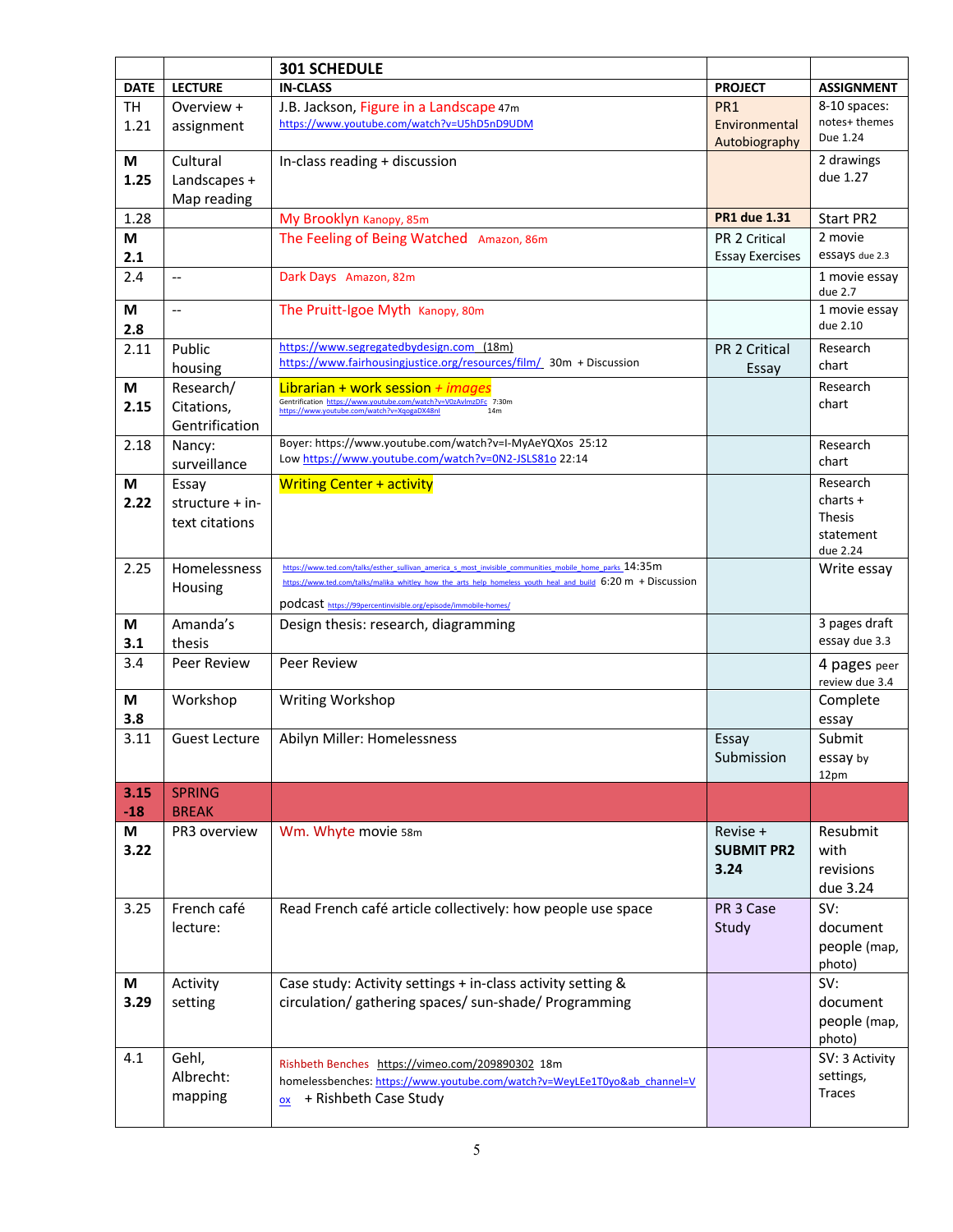| DATE | LECTURE | 301 SCHEDULE<br>IN-CLASS | PROJECT | ASSIGNMENT |
|---|---|---|---|---|
| TH 1.21 | Overview + assignment | J.B. Jackson, Figure in a Landscape 47m<br>https://www.youtube.com/watch?v=U5hD5nD9UDM | PR1 Environmental Autobiography | 8-10 spaces: notes+ themes Due 1.24 |
| **M 1.25** | Cultural Landscapes + Map reading | In-class reading + discussion | | 2 drawings due 1.27 |
| 1.28 | | My Brooklyn Kanopy, 85m | **PR1 due 1.31** | Start PR2 |
| **M 2.1** | | The Feeling of Being Watched Amazon, 86m | PR 2 Critical Essay Exercises | 2 movie essays due 2.3 |
| 2.4 | -- | Dark Days Amazon, 82m | | 1 movie essay due 2.7 |
| **M 2.8** | -- | The Pruitt-Igoe Myth Kanopy, 80m | | 1 movie essay due 2.10 |
| 2.11 | Public housing | https://www.segregatedbydesign.com (18m)<br>https://www.fairhousingjustice.org/resources/film/ 30m + Discussion | PR 2 Critical Essay | Research chart |
| **M 2.15** | Research/ Citations, Gentrification | Librarian + work session *+ images*<br>Gentrification https://www.youtube.com/watch?v=V0zAvlmzDFc 7:30m<br>https://www.youtube.com/watch?v=XqogaDX48nI 14m | | Research chart |
| 2.18 | Nancy: surveillance | Boyer: https://www.youtube.com/watch?v=I-MyAeYQXos 25:12<br>Low https://www.youtube.com/watch?v=0N2-JSLS81o 22:14 | | Research chart |
| **M 2.22** | Essay structure + in-text citations | Writing Center + activity | | Research charts + Thesis statement due 2.24 |
| 2.25 | Homelessness Housing | https://www.ted.com/talks/esther_sullivan_america_s_most_invisible_communities_mobile_home_parks 14:35m<br>https://www.ted.com/talks/malika_whitley_how_the_arts_help_homeless_youth_heal_and_build 6:20 m + Discussion<br>podcast https://99percentinvisible.org/episode/immobile-homes/ | | Write essay |
| **M 3.1** | Amanda's thesis | Design thesis: research, diagramming | | 3 pages draft essay due 3.3 |
| 3.4 | Peer Review | Peer Review | | 4 pages peer review due 3.4 |
| **M 3.8** | Workshop | Writing Workshop | | Complete essay |
| 3.11 | Guest Lecture | Abilyn Miller: Homelessness | Essay Submission | Submit essay by 12pm |
| **3.15 -18** | SPRING BREAK | | | |
| **M 3.22** | PR3 overview | Wm. Whyte movie 58m | Revise + **SUBMIT PR2 3.24** | Resubmit with revisions due 3.24 |
| 3.25 | French café lecture: | Read French café article collectively: how people use space | PR 3 Case Study | SV: document people (map, photo) |
| **M 3.29** | Activity setting | Case study: Activity settings + in-class activity setting & circulation/ gathering spaces/ sun-shade/ Programming | | SV: document people (map, photo) |
| 4.1 | Gehl, Albrecht: mapping | Rishbeth Benches https://vimeo.com/209890302 18m<br>homelessbenches: https://www.youtube.com/watch?v=WeyLEe1T0yo&ab_channel=Vox + Rishbeth Case Study | | SV: 3 Activity settings, Traces |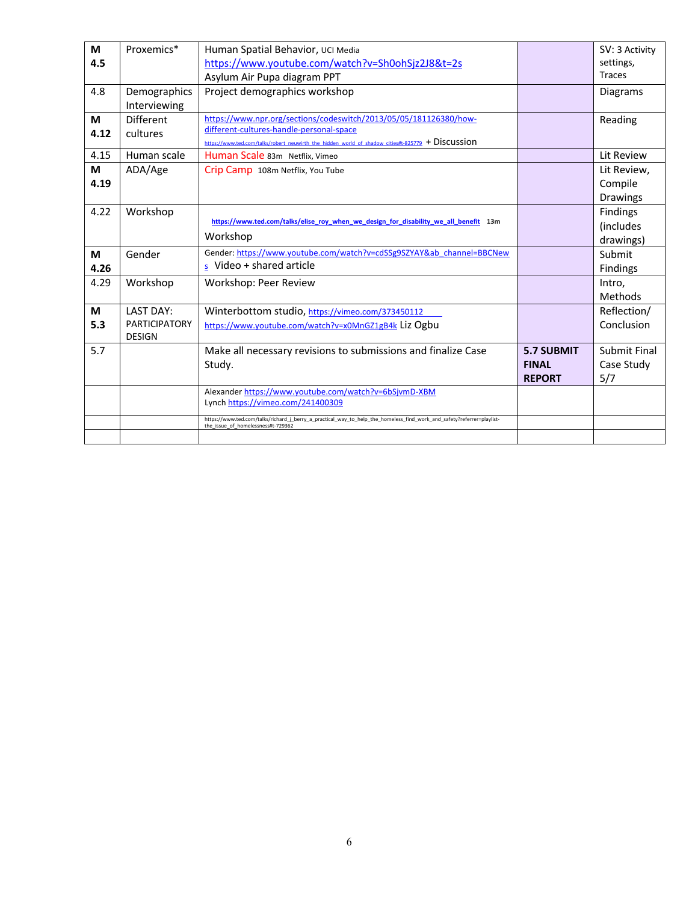| | | | | |
|---|---|---|---|---|
| **M 4.5** | Proxemics* | Human Spatial Behavior, UCI Media https://www.youtube.com/watch?v=Sh0ohSjz2J8&t=2s Asylum Air Pupa diagram PPT | | SV: 3 Activity settings, Traces |
| 4.8 | Demographics Interviewing | Project demographics workshop | | Diagrams |
| **M 4.12** | Different cultures | https://www.npr.org/sections/codeswitch/2013/05/05/181126380/how-different-cultures-handle-personal-space https://www.ted.com/talks/robert_neuwirth_the_hidden_world_of_shadow_cities#t-825779 + Discussion | | Reading |
| 4.15 | Human scale | Human Scale 83m Netflix, Vimeo | | Lit Review |
| **M 4.19** | ADA/Age | Crip Camp 108m Netflix, You Tube | | Lit Review, Compile Drawings |
| 4.22 | Workshop | **https://www.ted.com/talks/elise_roy_when_we_design_for_disability_we_all_benefit 13m** Workshop | | Findings (includes drawings) |
| **M 4.26** | Gender | Gender: https://www.youtube.com/watch?v=cdSSg9SZYAY&ab_channel=BBCNews Video + shared article | | Submit Findings |
| 4.29 | Workshop | Workshop: Peer Review | | Intro, Methods |
| **M 5.3** | LAST DAY: PARTICIPATORY DESIGN | Winterbottom studio, https://vimeo.com/373450112 https://www.youtube.com/watch?v=x0MnGZ1gB4k Liz Ogbu | | Reflection/ Conclusion |
| 5.7 | | Make all necessary revisions to submissions and finalize Case Study. | **5.7 SUBMIT FINAL REPORT** | Submit Final Case Study 5/7 |
| | | Alexander https://www.youtube.com/watch?v=6bSjvmD-XBM Lynch https://vimeo.com/241400309 | | |
| | | https://www.ted.com/talks/richard_j_berry_a_practical_way_to_help_the_homeless_find_work_and_safety?referrer=playlist-the_issue_of_homelessness#t-729362 | | |
| | | | | |